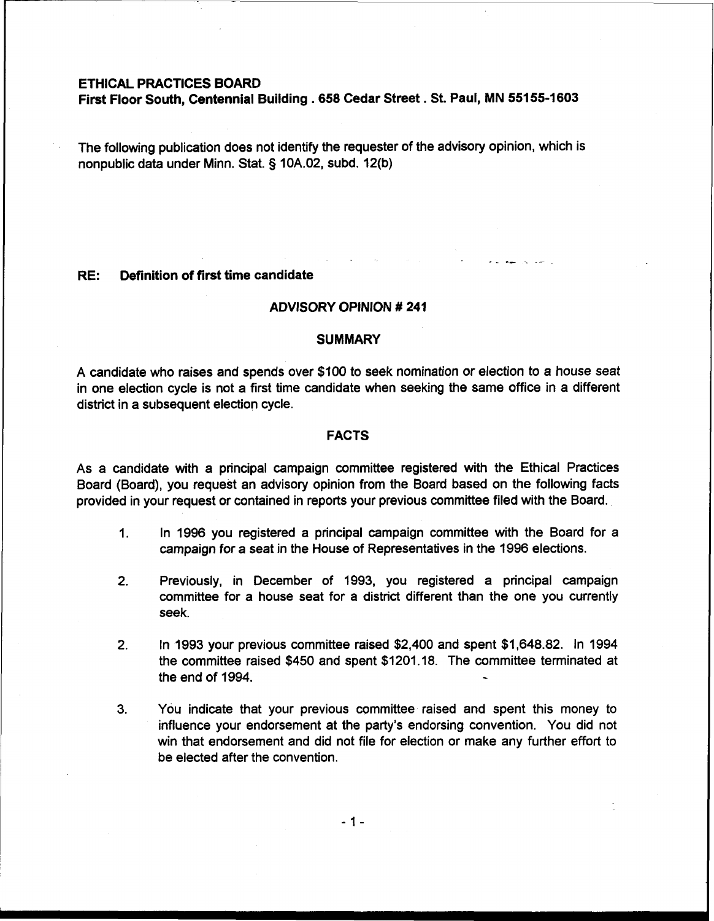**ETHICAL PRACTICES BOARD**
**First Floor South, Centennial Building . 658 Cedar Street . St. Paul, MN 55155-1603**

The following publication does not identify the requester of the advisory opinion, which is nonpublic data under Minn. Stat. § 10A.02, subd. 12(b)

**RE: Definition of first time candidate**

## ADVISORY OPINION # 241

## SUMMARY

A candidate who raises and spends over $100 to seek nomination or election to a house seat in one election cycle is not a first time candidate when seeking the same office in a different district in a subsequent election cycle.

## FACTS

As a candidate with a principal campaign committee registered with the Ethical Practices Board (Board), you request an advisory opinion from the Board based on the following facts provided in your request or contained in reports your previous committee filed with the Board.

1. In 1996 you registered a principal campaign committee with the Board for a campaign for a seat in the House of Representatives in the 1996 elections.

2. Previously, in December of 1993, you registered a principal campaign committee for a house seat for a district different than the one you currently seek.

2. In 1993 your previous committee raised $2,400 and spent $1,648.82. In 1994 the committee raised $450 and spent $1201.18. The committee terminated at the end of 1994.

3. You indicate that your previous committee raised and spent this money to influence your endorsement at the party's endorsing convention. You did not win that endorsement and did not file for election or make any further effort to be elected after the convention.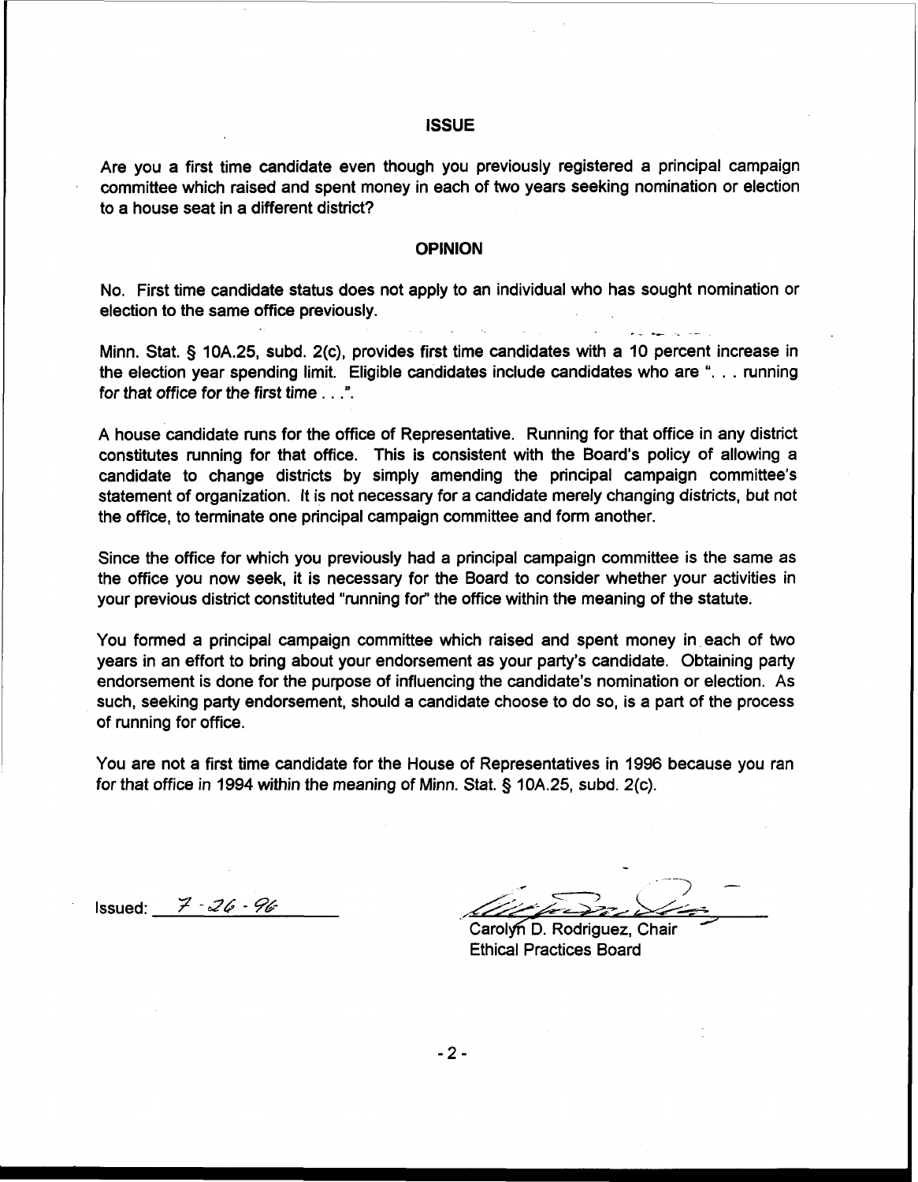## ISSUE

Are you a first time candidate even though you previously registered a principal campaign committee which raised and spent money in each of two years seeking nomination or election to a house seat in a different district?

## OPINION

No. First time candidate status does not apply to an individual who has sought nomination or election to the same office previously.

Minn. Stat. § 10A.25, subd. 2(c), provides first time candidates with a 10 percent increase in the election year spending limit. Eligible candidates include candidates who are ". . . running for that office for the first time . . .".

A house candidate runs for the office of Representative. Running for that office in any district constitutes running for that office. This is consistent with the Board's policy of allowing a candidate to change districts by simply amending the principal campaign committee's statement of organization. It is not necessary for a candidate merely changing districts, but not the office, to terminate one principal campaign committee and form another.

Since the office for which you previously had a principal campaign committee is the same as the office you now seek, it is necessary for the Board to consider whether your activities in your previous district constituted "running for" the office within the meaning of the statute.

You formed a principal campaign committee which raised and spent money in each of two years in an effort to bring about your endorsement as your party's candidate. Obtaining party endorsement is done for the purpose of influencing the candidate's nomination or election. As such, seeking party endorsement, should a candidate choose to do so, is a part of the process of running for office.

You are not a first time candidate for the House of Representatives in 1996 because you ran for that office in 1994 within the meaning of Minn. Stat. § 10A.25, subd. 2(c).

Issued: 7-26-96

Carolyn D. Rodriguez, Chair
Ethical Practices Board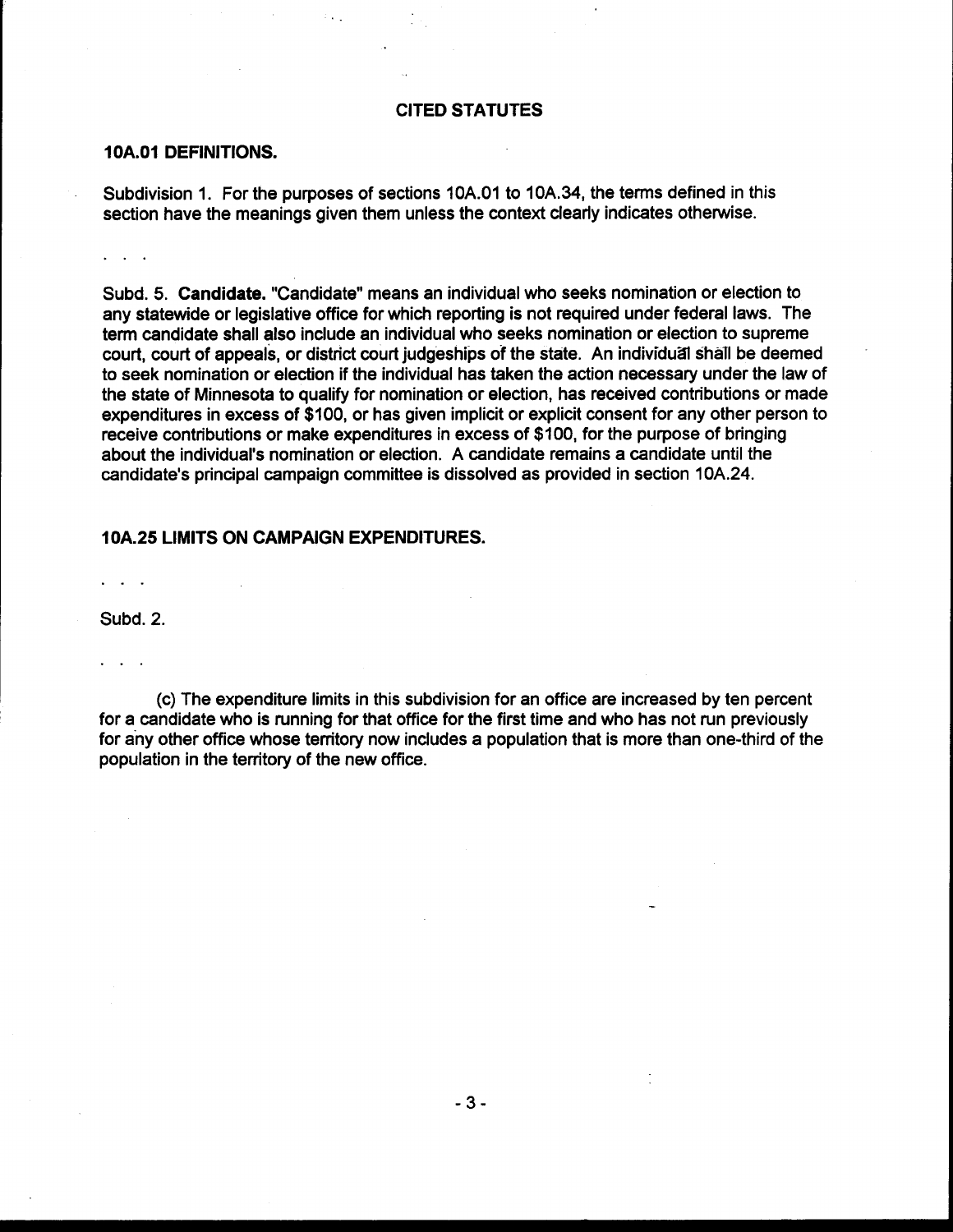## CITED STATUTES

### 10A.01 DEFINITIONS.

Subdivision 1. For the purposes of sections 10A.01 to 10A.34, the terms defined in this section have the meanings given them unless the context clearly indicates otherwise.

. . .

Subd. 5. **Candidate.** "Candidate" means an individual who seeks nomination or election to any statewide or legislative office for which reporting is not required under federal laws. The term candidate shall also include an individual who seeks nomination or election to supreme court, court of appeals, or district court judgeships of the state. An individual shall be deemed to seek nomination or election if the individual has taken the action necessary under the law of the state of Minnesota to qualify for nomination or election, has received contributions or made expenditures in excess of $100, or has given implicit or explicit consent for any other person to receive contributions or make expenditures in excess of $100, for the purpose of bringing about the individual's nomination or election. A candidate remains a candidate until the candidate's principal campaign committee is dissolved as provided in section 10A.24.

### 10A.25 LIMITS ON CAMPAIGN EXPENDITURES.

. . .

Subd. 2.

. . .

(c) The expenditure limits in this subdivision for an office are increased by ten percent for a candidate who is running for that office for the first time and who has not run previously for any other office whose territory now includes a population that is more than one-third of the population in the territory of the new office.